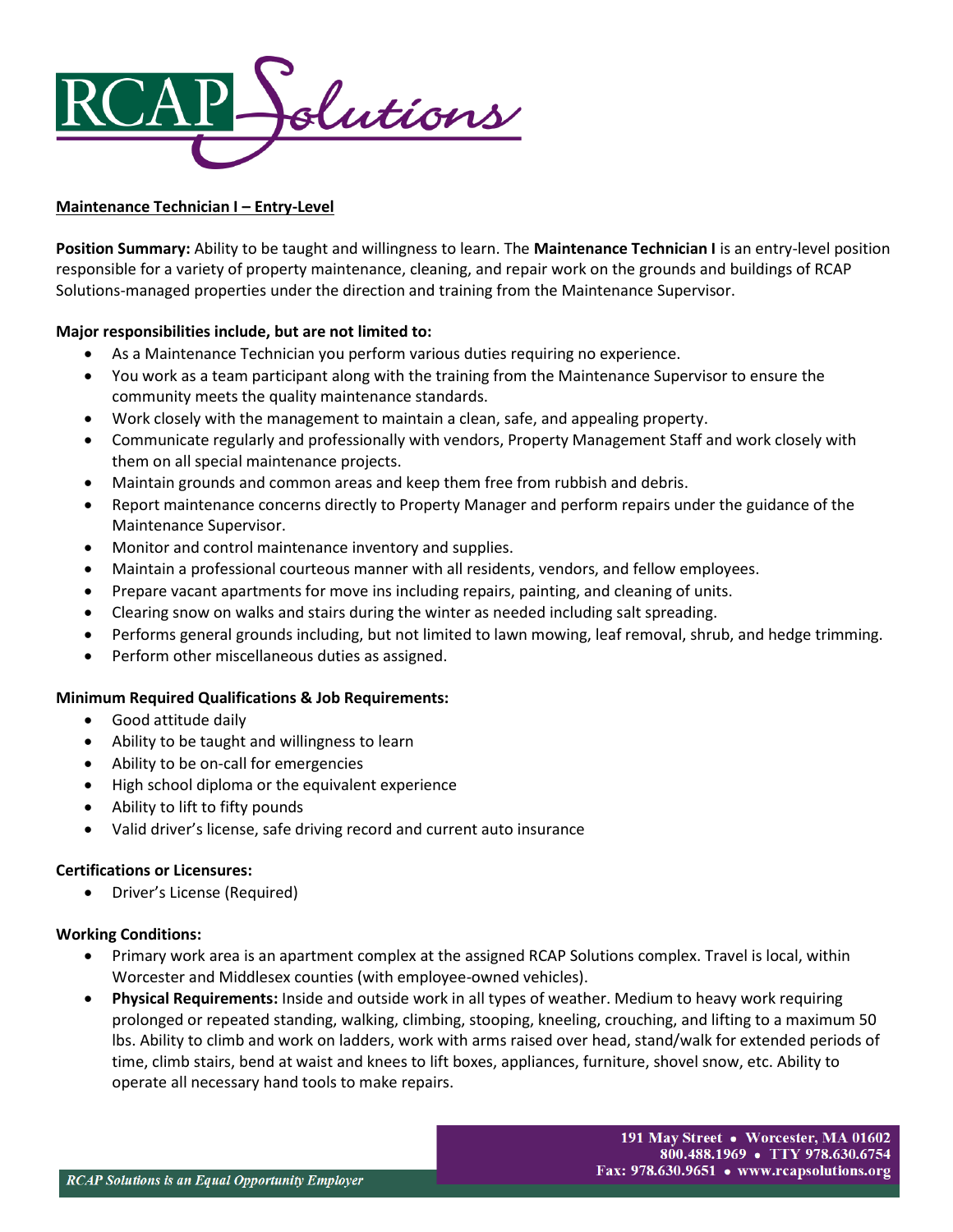RCAP Solutions

**Maintenance Technician I – Entry-Level**

**Position Summary:** Ability to be taught and willingness to learn. The **Maintenance Technician I** is an entry-level position responsible for a variety of property maintenance, cleaning, and repair work on the grounds and buildings of RCAP Solutions-managed properties under the direction and training from the Maintenance Supervisor.

**Major responsibilities include, but are not limited to:**

- As a Maintenance Technician you perform various duties requiring no experience.
- You work as a team participant along with the training from the Maintenance Supervisor to ensure the community meets the quality maintenance standards.
- Work closely with the management to maintain a clean, safe, and appealing property.
- Communicate regularly and professionally with vendors, Property Management Staff and work closely with them on all special maintenance projects.
- Maintain grounds and common areas and keep them free from rubbish and debris.
- Report maintenance concerns directly to Property Manager and perform repairs under the guidance of the Maintenance Supervisor.
- Monitor and control maintenance inventory and supplies.
- Maintain a professional courteous manner with all residents, vendors, and fellow employees.
- Prepare vacant apartments for move ins including repairs, painting, and cleaning of units.
- Clearing snow on walks and stairs during the winter as needed including salt spreading.
- Performs general grounds including, but not limited to lawn mowing, leaf removal, shrub, and hedge trimming.
- Perform other miscellaneous duties as assigned.

**Minimum Required Qualifications & Job Requirements:**

- Good attitude daily
- Ability to be taught and willingness to learn
- Ability to be on-call for emergencies
- High school diploma or the equivalent experience
- Ability to lift to fifty pounds
- Valid driver's license, safe driving record and current auto insurance

**Certifications or Licensures:**

- Driver's License (Required)

**Working Conditions:**

- Primary work area is an apartment complex at the assigned RCAP Solutions complex. Travel is local, within Worcester and Middlesex counties (with employee-owned vehicles).
- **Physical Requirements:** Inside and outside work in all types of weather. Medium to heavy work requiring prolonged or repeated standing, walking, climbing, stooping, kneeling, crouching, and lifting to a maximum 50 lbs. Ability to climb and work on ladders, work with arms raised over head, stand/walk for extended periods of time, climb stairs, bend at waist and knees to lift boxes, appliances, furniture, shovel snow, etc. Ability to operate all necessary hand tools to make repairs.

191 May Street • Worcester, MA 01602
800.488.1969 • TTY 978.630.6754
Fax: 978.630.9651 • www.rcapsolutions.org

*RCAP Solutions is an Equal Opportunity Employer*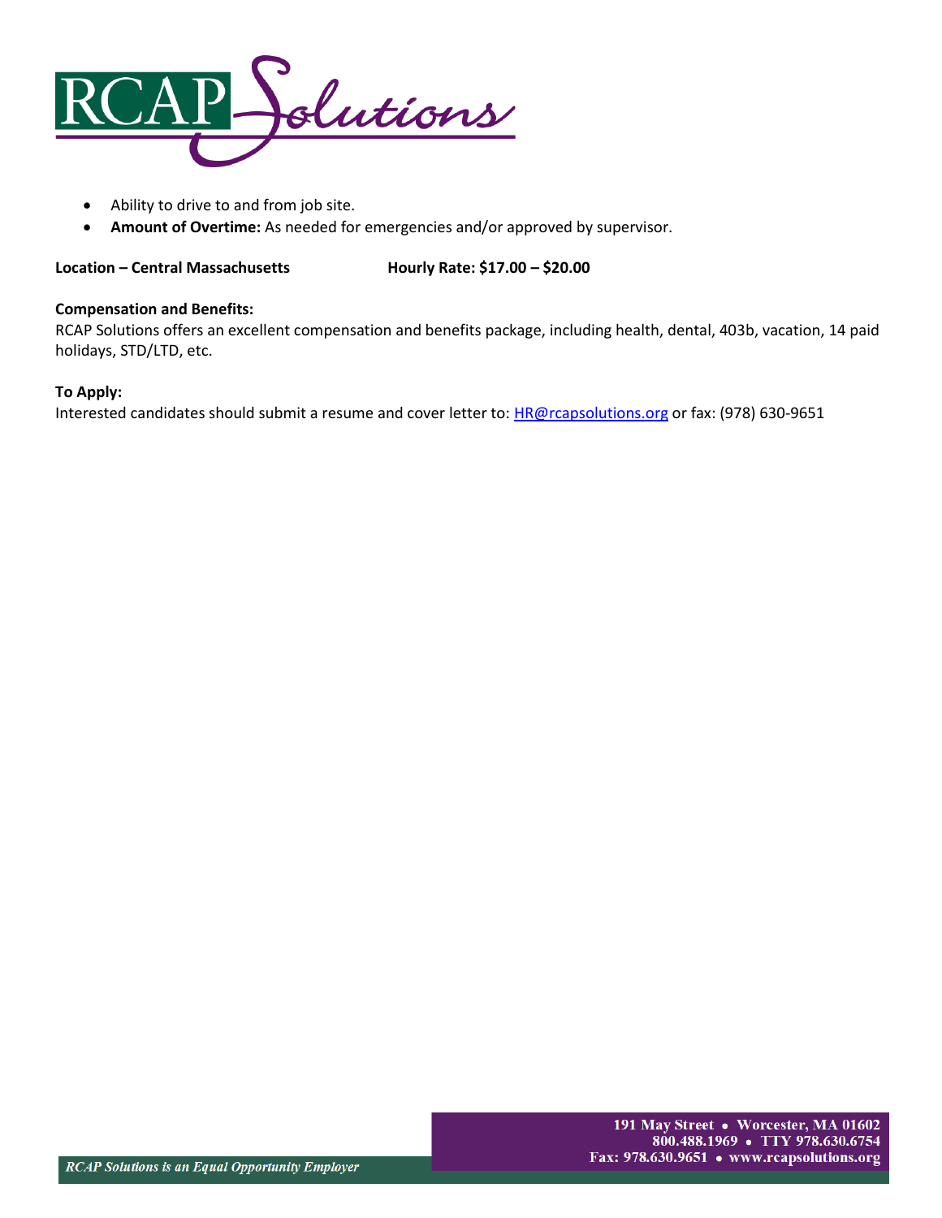- Ability to drive to and from job site.
- **Amount of Overtime:** As needed for emergencies and/or approved by supervisor.

**Location – Central Massachusetts** **Hourly Rate: $17.00 – $20.00**

**Compensation and Benefits:**
RCAP Solutions offers an excellent compensation and benefits package, including health, dental, 403b, vacation, 14 paid holidays, STD/LTD, etc.

**To Apply:**
Interested candidates should submit a resume and cover letter to: HR@rcapsolutions.org or fax: (978) 630-9651

*RCAP Solutions is an Equal Opportunity Employer*

191 May Street • Worcester, MA 01602
800.488.1969 • TTY 978.630.6754
Fax: 978.630.9651 • www.rcapsolutions.org